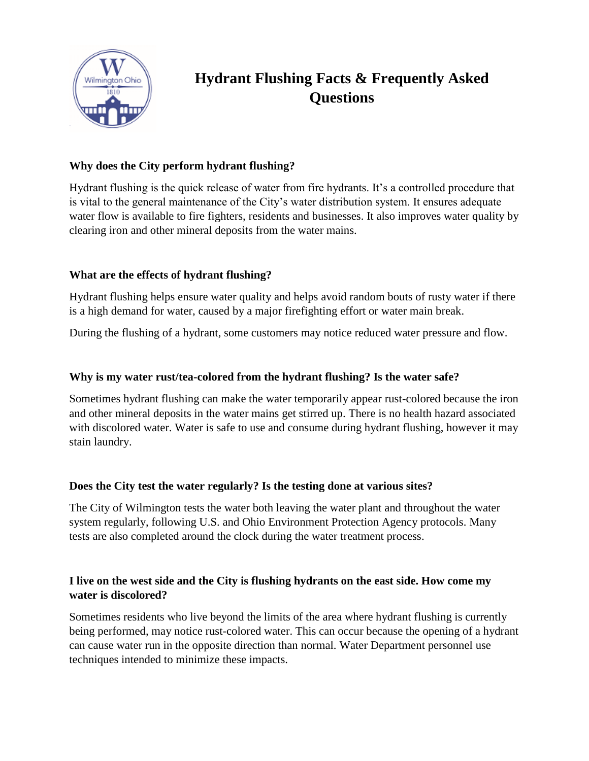# Hydrant Flushing Facts & Frequently Asked Questions

**Why does the City perform hydrant flushing?**

Hydrant flushing is the quick release of water from fire hydrants. It's a controlled procedure that is vital to the general maintenance of the City's water distribution system. It ensures adequate water flow is available to fire fighters, residents and businesses. It also improves water quality by clearing iron and other mineral deposits from the water mains.

**What are the effects of hydrant flushing?**

Hydrant flushing helps ensure water quality and helps avoid random bouts of rusty water if there is a high demand for water, caused by a major firefighting effort or water main break.

During the flushing of a hydrant, some customers may notice reduced water pressure and flow.

**Why is my water rust/tea-colored from the hydrant flushing? Is the water safe?**

Sometimes hydrant flushing can make the water temporarily appear rust-colored because the iron and other mineral deposits in the water mains get stirred up. There is no health hazard associated with discolored water. Water is safe to use and consume during hydrant flushing, however it may stain laundry.

**Does the City test the water regularly? Is the testing done at various sites?**

The City of Wilmington tests the water both leaving the water plant and throughout the water system regularly, following U.S. and Ohio Environment Protection Agency protocols. Many tests are also completed around the clock during the water treatment process.

**I live on the west side and the City is flushing hydrants on the east side. How come my water is discolored?**

Sometimes residents who live beyond the limits of the area where hydrant flushing is currently being performed, may notice rust-colored water. This can occur because the opening of a hydrant can cause water run in the opposite direction than normal. Water Department personnel use techniques intended to minimize these impacts.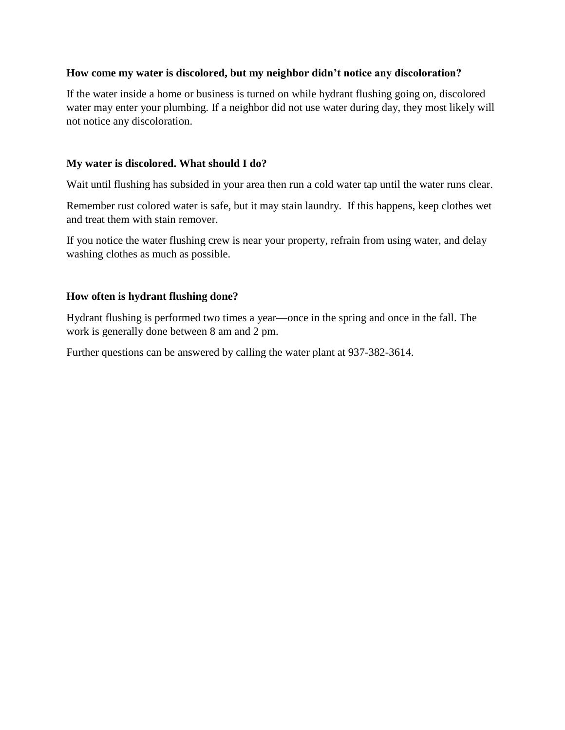**How come my water is discolored, but my neighbor didn't notice any discoloration?**

If the water inside a home or business is turned on while hydrant flushing going on, discolored water may enter your plumbing. If a neighbor did not use water during day, they most likely will not notice any discoloration.

**My water is discolored. What should I do?**

Wait until flushing has subsided in your area then run a cold water tap until the water runs clear.

Remember rust colored water is safe, but it may stain laundry. If this happens, keep clothes wet and treat them with stain remover.

If you notice the water flushing crew is near your property, refrain from using water, and delay washing clothes as much as possible.

**How often is hydrant flushing done?**

Hydrant flushing is performed two times a year—once in the spring and once in the fall. The work is generally done between 8 am and 2 pm.

Further questions can be answered by calling the water plant at 937-382-3614.